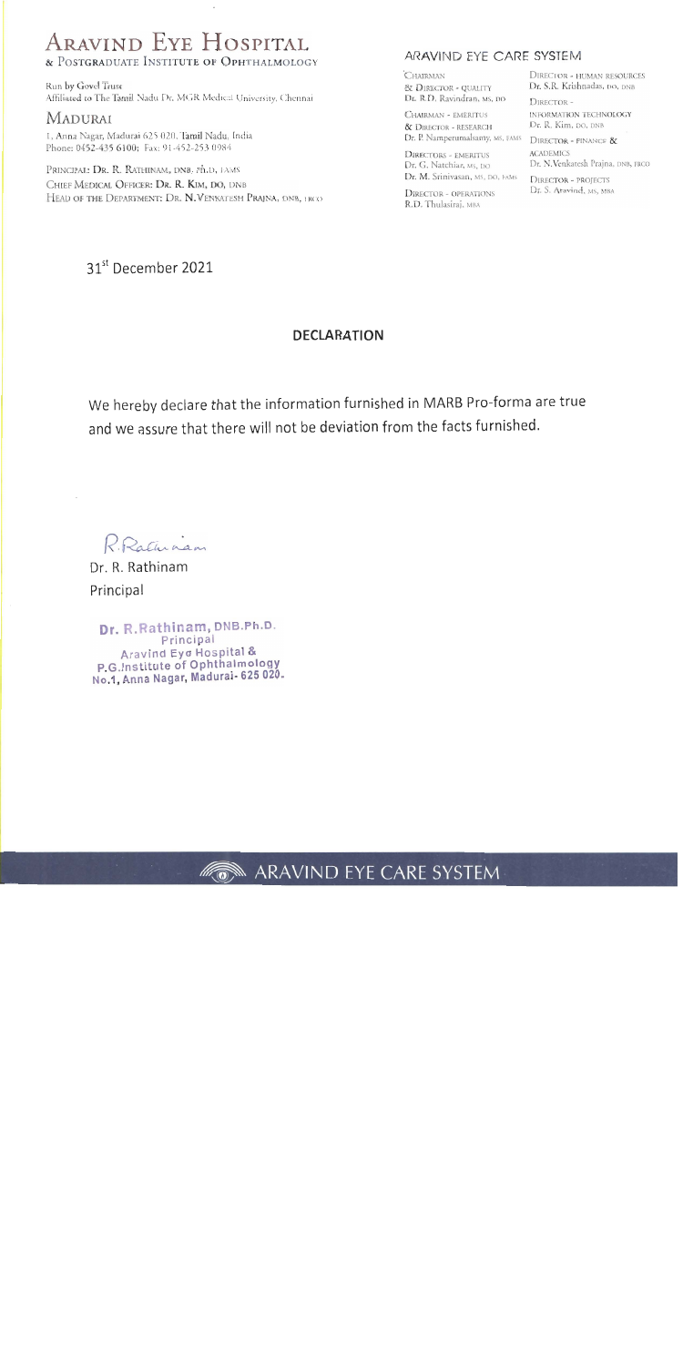# ARAVIND EYE HOSPITAL
& POSTGRADUATE INSTITUTE OF OPHTHALMOLOGY

Run by Govel Trust
Affiliated to The Tamil Nadu Dr. MGR Medical University, Chennai

MADURAI
1, Anna Nagar, Madurai 625 020, Tamil Nadu, India
Phone: 0452-435 6100; Fax: 91-452-253 0984

PRINCIPAL: DR. R. RATHINAM, DNB, Ph.D, FAMS
CHIEF MEDICAL OFFICER: DR. R. KIM, DO, DNB
HEAD OF THE DEPARTMENT: DR. N.VENKATESH PRAJNA, DNB, FRCO

ARAVIND EYE CARE SYSTEM

CHAIRMAN & DIRECTOR - QUALITY
Dr. R.D. Ravindran, MS, DO

CHAIRMAN - EMERITUS & DIRECTOR - RESEARCH
Dr. P. Namperumalsamy, MS, FAMS

DIRECTORS - EMERITUS
Dr. G. Natchiar, MS, DO
Dr. M. Srinivasan, MS, DO, FAMS

DIRECTOR - OPERATIONS
R.D. Thulasiraj, MBA

DIRECTOR - HUMAN RESOURCES
Dr. S.R. Krishnadas, DO, DNB

DIRECTOR - INFORMATION TECHNOLOGY
Dr. R. Kim, DO, DNB

DIRECTOR - FINANCE & ACADEMICS
Dr. N.Venkatesh Prajna, DNB, FRCO

DIRECTOR - PROJECTS
Dr. S. Aravind, MS, MBA

31st December 2021

## DECLARATION

We hereby declare that the information furnished in MARB Pro-forma are true and we assure that there will not be deviation from the facts furnished.

R. Rathinam

Dr. R. Rathinam
Principal

Dr. R.Rathinam, DNB.Ph.D.
Principal
Aravind Eye Hospital &
P.G.Institute of Ophthalmology
No.1, Anna Nagar, Madurai- 625 020.

ARAVIND EYE CARE SYSTEM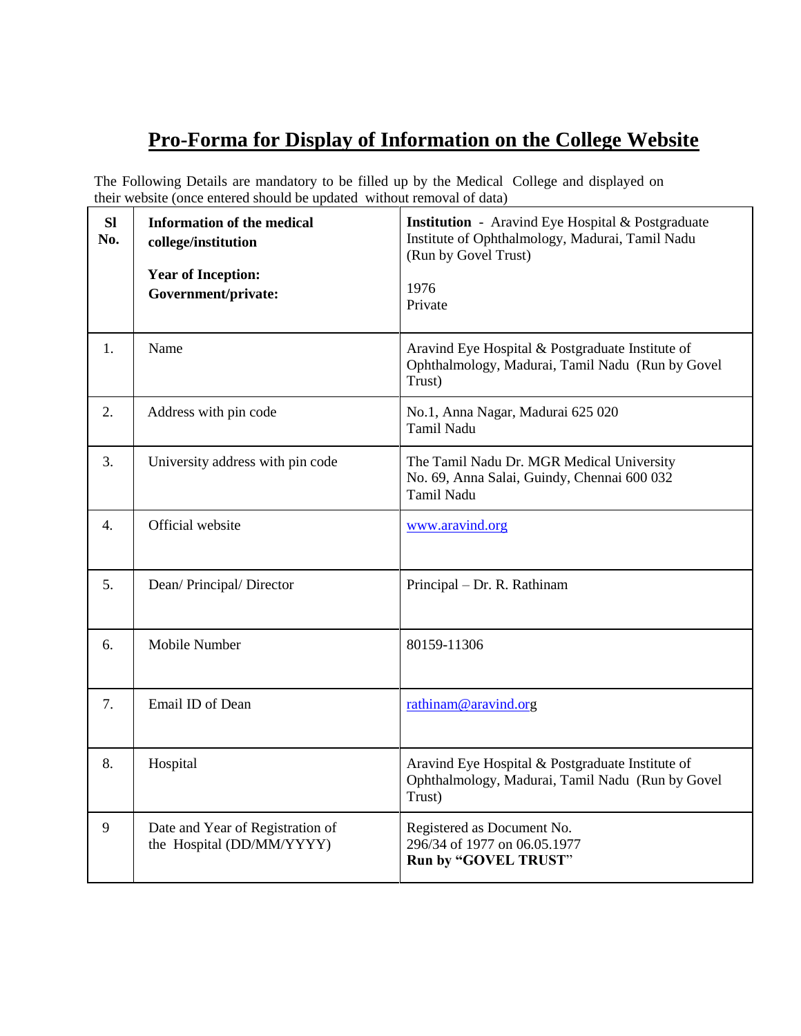# Pro-Forma for Display of Information on the College Website

The Following Details are mandatory to be filled up by the Medical College and displayed on their website (once entered should be updated without removal of data)

| Sl No. | Information of the medical college/institution<br><br>Year of Inception:<br>Government/private: | Institution - Aravind Eye Hospital & Postgraduate Institute of Ophthalmology, Madurai, Tamil Nadu (Run by Govel Trust)<br><br>1976<br>Private |
|---|---|---|
| 1. | Name | Aravind Eye Hospital & Postgraduate Institute of Ophthalmology, Madurai, Tamil Nadu (Run by Govel Trust) |
| 2. | Address with pin code | No.1, Anna Nagar, Madurai 625 020<br>Tamil Nadu |
| 3. | University address with pin code | The Tamil Nadu Dr. MGR Medical University<br>No. 69, Anna Salai, Guindy, Chennai 600 032<br>Tamil Nadu |
| 4. | Official website | www.aravind.org |
| 5. | Dean/ Principal/ Director | Principal – Dr. R. Rathinam |
| 6. | Mobile Number | 80159-11306 |
| 7. | Email ID of Dean | rathinam@aravind.org |
| 8. | Hospital | Aravind Eye Hospital & Postgraduate Institute of Ophthalmology, Madurai, Tamil Nadu (Run by Govel Trust) |
| 9 | Date and Year of Registration of the Hospital (DD/MM/YYYY) | Registered as Document No.<br>296/34 of 1977 on 06.05.1977<br>**Run by "GOVEL TRUST"** |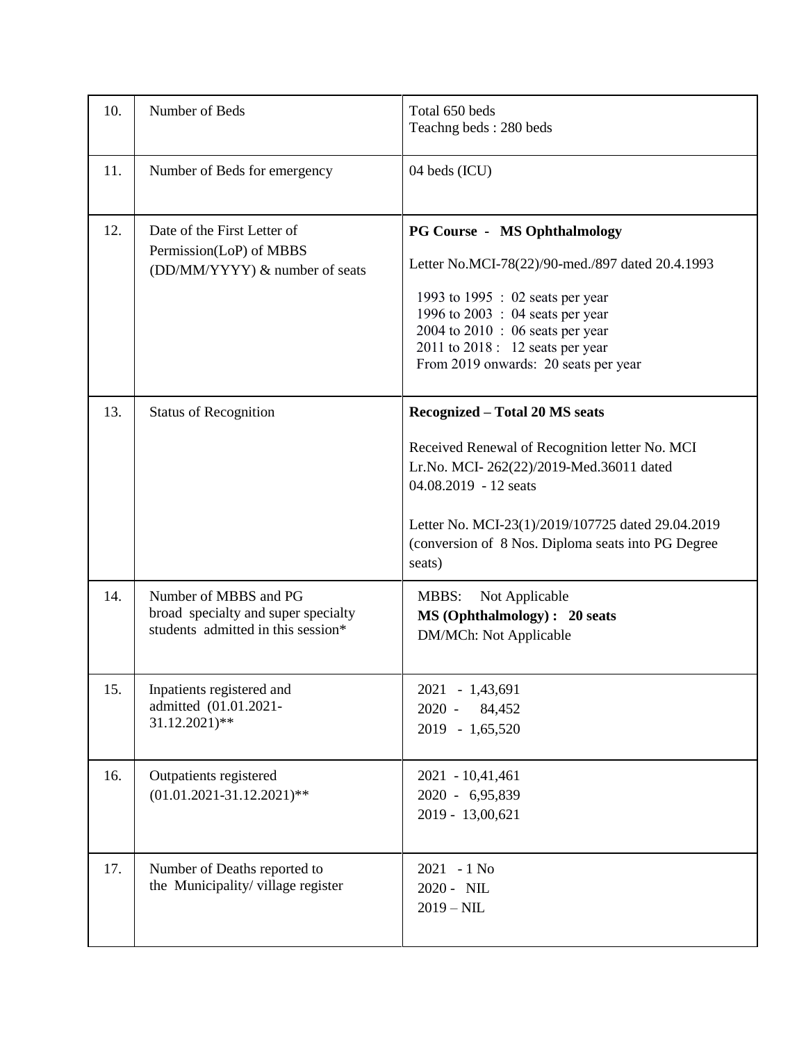| | | |
|---|---|---|
| 10. | Number of Beds | Total 650 beds<br>Teachng beds : 280 beds |
| 11. | Number of Beds for emergency | 04 beds (ICU) |
| 12. | Date of the First Letter of Permission(LoP) of MBBS (DD/MM/YYYY) & number of seats | **PG Course - MS Ophthalmology**<br><br>Letter No.MCI-78(22)/90-med./897 dated 20.4.1993<br><br>1993 to 1995 : 02 seats per year<br>1996 to 2003 : 04 seats per year<br>2004 to 2010 : 06 seats per year<br>2011 to 2018 : 12 seats per year<br>From 2019 onwards: 20 seats per year |
| 13. | Status of Recognition | **Recognized – Total 20 MS seats**<br><br>Received Renewal of Recognition letter No. MCI Lr.No. MCI- 262(22)/2019-Med.36011 dated 04.08.2019 - 12 seats<br><br>Letter No. MCI-23(1)/2019/107725 dated 29.04.2019 (conversion of 8 Nos. Diploma seats into PG Degree seats) |
| 14. | Number of MBBS and PG broad specialty and super specialty students admitted in this session* | MBBS: Not Applicable<br>**MS (Ophthalmology) : 20 seats**<br>DM/MCh: Not Applicable |
| 15. | Inpatients registered and admitted (01.01.2021-31.12.2021)** | 2021 - 1,43,691<br>2020 - 84,452<br>2019 - 1,65,520 |
| 16. | Outpatients registered (01.01.2021-31.12.2021)** | 2021 - 10,41,461<br>2020 - 6,95,839<br>2019 - 13,00,621 |
| 17. | Number of Deaths reported to the Municipality/ village register | 2021 - 1 No<br>2020 - NIL<br>2019 – NIL |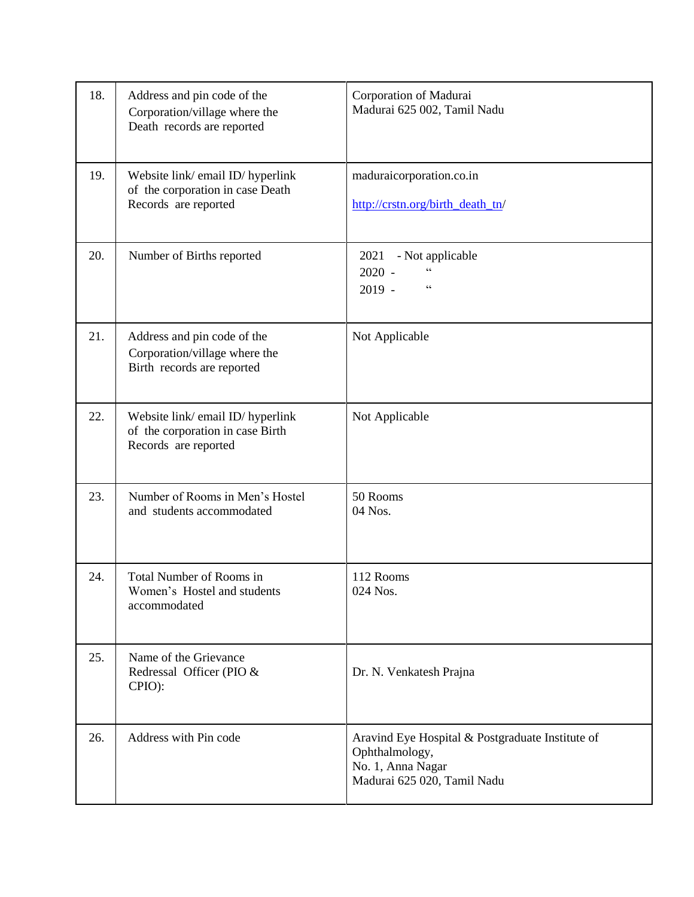| | | |
|---|---|---|
| 18. | Address and pin code of the Corporation/village where the Death records are reported | Corporation of Madurai<br>Madurai 625 002, Tamil Nadu |
| 19. | Website link/ email ID/ hyperlink of the corporation in case Death Records are reported | maduraicorporation.co.in<br><br>http://crstn.org/birth_death_tn/ |
| 20. | Number of Births reported | 2021 - Not applicable<br>2020 - "<br>2019 - " |
| 21. | Address and pin code of the Corporation/village where the Birth records are reported | Not Applicable |
| 22. | Website link/ email ID/ hyperlink of the corporation in case Birth Records are reported | Not Applicable |
| 23. | Number of Rooms in Men's Hostel and students accommodated | 50 Rooms<br>04 Nos. |
| 24. | Total Number of Rooms in Women's Hostel and students accommodated | 112 Rooms<br>024 Nos. |
| 25. | Name of the Grievance Redressal Officer (PIO & CPIO): | Dr. N. Venkatesh Prajna |
| 26. | Address with Pin code | Aravind Eye Hospital & Postgraduate Institute of Ophthalmology,<br>No. 1, Anna Nagar<br>Madurai 625 020, Tamil Nadu |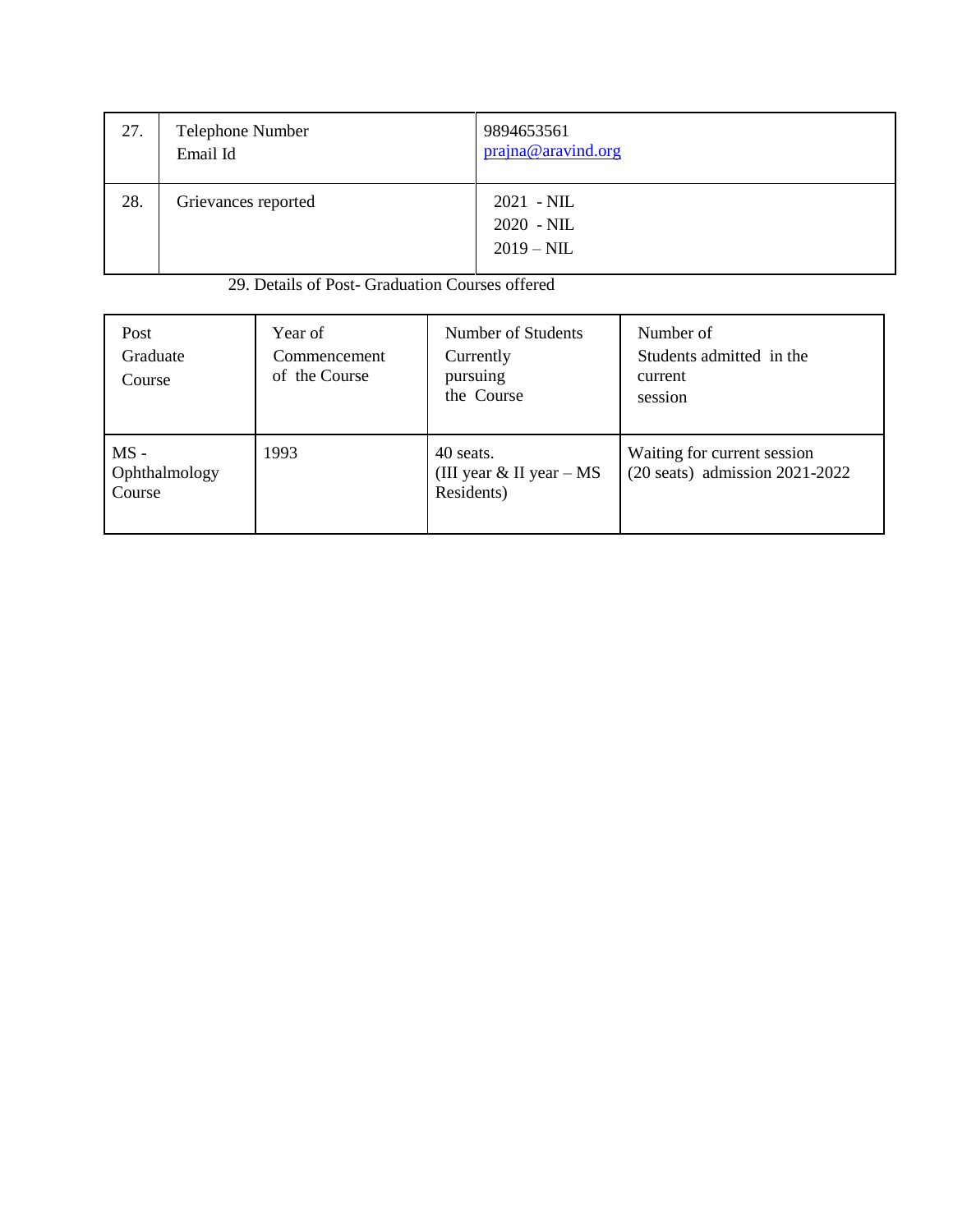| | | |
|---|---|---|
| 27. | Telephone Number<br>Email Id | 9894653561<br>prajna@aravind.org |
| 28. | Grievances reported | 2021 - NIL<br>2020 - NIL<br>2019 – NIL |

29. Details of Post- Graduation Courses offered

| Post Graduate Course | Year of Commencement of the Course | Number of Students Currently pursuing the Course | Number of Students admitted in the current session |
|---|---|---|---|
| MS - Ophthalmology Course | 1993 | 40 seats.<br>(III year & II year – MS Residents) | Waiting for current session (20 seats) admission 2021-2022 |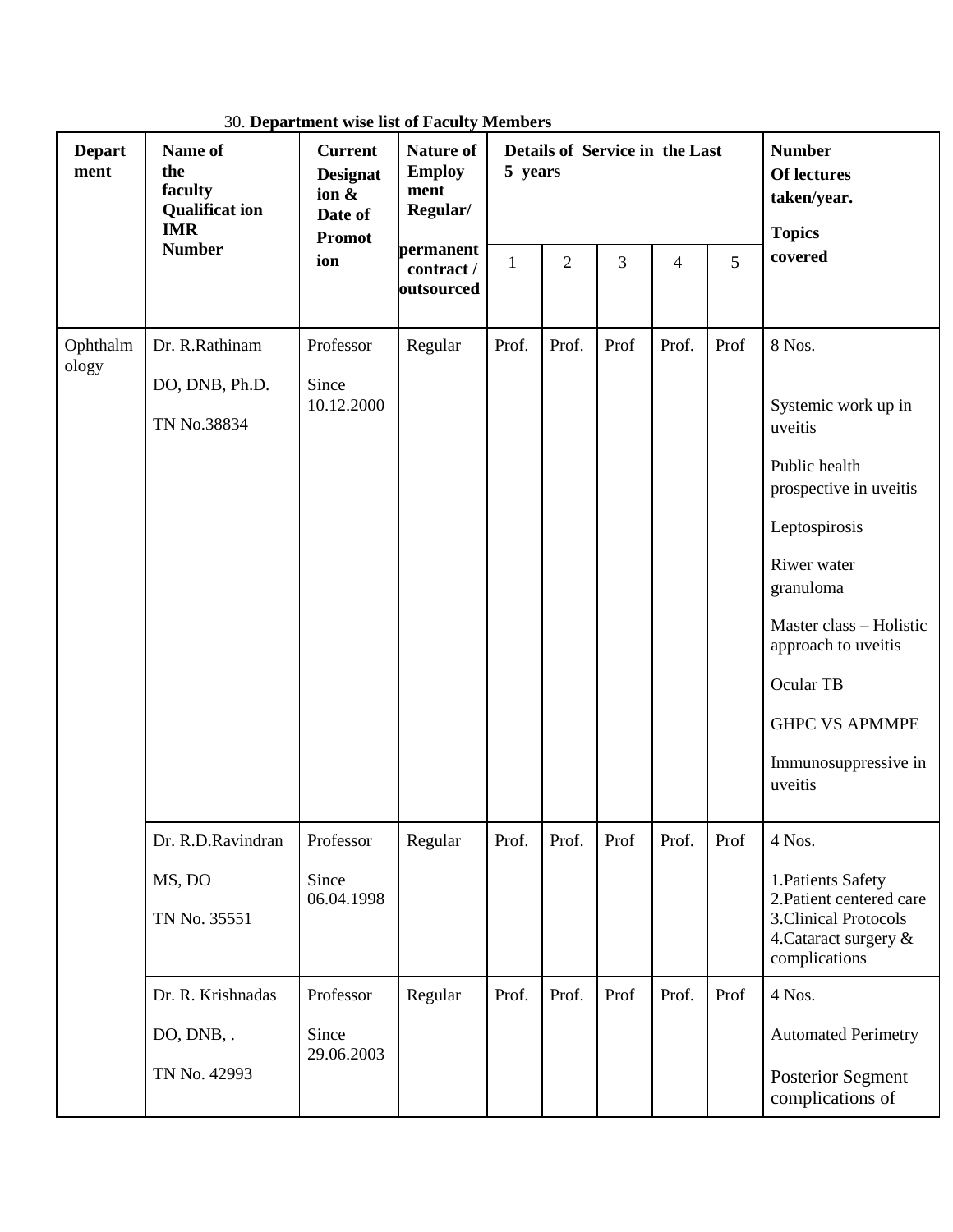30. **Department wise list of Faculty Members**

| Department | Name of the faculty Qualification IMR Number | Current Designation & Date of Promotion | Nature of Employment Regular/ permanent contract / outsourced | Details of Service in the Last 5 years | | | | | Number Of lectures taken/year. Topics covered |
|---|---|---|---|---|---|---|---|---|---|
| | | | | 1 | 2 | 3 | 4 | 5 | |
| Ophthalmology | Dr. R.Rathinam<br>DO, DNB, Ph.D.<br>TN No.38834 | Professor<br>Since 10.12.2000 | Regular | Prof. | Prof. | Prof | Prof. | Prof | 8 Nos.<br>Systemic work up in uveitis<br>Public health prospective in uveitis<br>Leptospirosis<br>Riwer water granuloma<br>Master class – Holistic approach to uveitis<br>Ocular TB<br>GHPC VS APMMPE<br>Immunosuppressive in uveitis |
| | Dr. R.D.Ravindran<br>MS, DO<br>TN No. 35551 | Professor<br>Since 06.04.1998 | Regular | Prof. | Prof. | Prof | Prof. | Prof | 4 Nos.<br>1.Patients Safety<br>2.Patient centered care<br>3.Clinical Protocols<br>4.Cataract surgery & complications |
| | Dr. R. Krishnadas<br>DO, DNB, .<br>TN No. 42993 | Professor<br>Since 29.06.2003 | Regular | Prof. | Prof. | Prof | Prof. | Prof | 4 Nos.<br>Automated Perimetry<br>Posterior Segment complications of |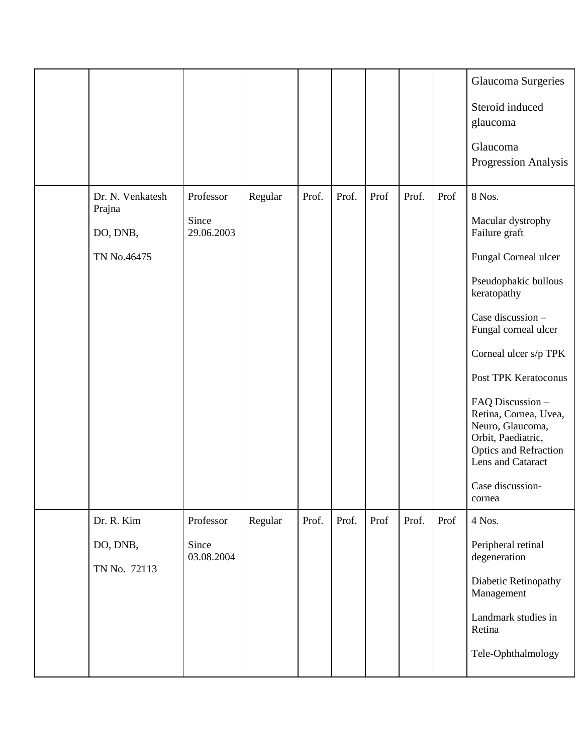| | | | | | | | | | |
|---|---|---|---|---|---|---|---|---|---|
| | | | | | | | | | Glaucoma Surgeries<br><br>Steroid induced glaucoma<br><br>Glaucoma Progression Analysis |
| | Dr. N. Venkatesh Prajna<br><br>DO, DNB,<br><br>TN No.46475 | Professor<br><br>Since 29.06.2003 | Regular | Prof. | Prof. | Prof | Prof. | Prof | 8 Nos.<br><br>Macular dystrophy Failure graft<br><br>Fungal Corneal ulcer<br><br>Pseudophakic bullous keratopathy<br><br>Case discussion – Fungal corneal ulcer<br><br>Corneal ulcer s/p TPK<br><br>Post TPK Keratoconus<br><br>FAQ Discussion – Retina, Cornea, Uvea, Neuro, Glaucoma, Orbit, Paediatric, Optics and Refraction Lens and Cataract<br><br>Case discussion-cornea |
| | Dr. R. Kim<br><br>DO, DNB,<br><br>TN No. 72113 | Professor<br><br>Since 03.08.2004 | Regular | Prof. | Prof. | Prof | Prof. | Prof | 4 Nos.<br><br>Peripheral retinal degeneration<br><br>Diabetic Retinopathy Management<br><br>Landmark studies in Retina<br><br>Tele-Ophthalmology |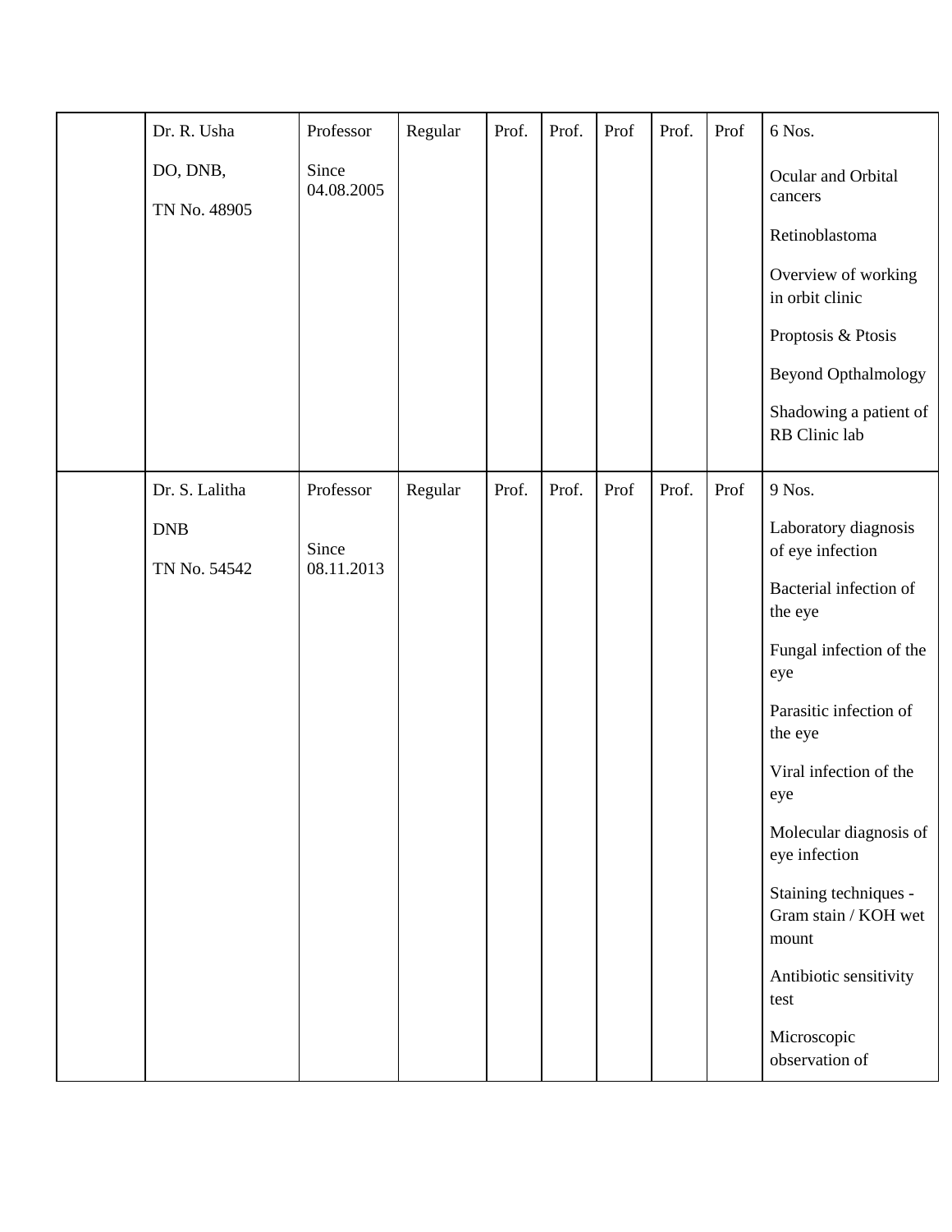| | | | | | | | | | |
|---|---|---|---|---|---|---|---|---|---|
| | Dr. R. Usha<br><br>DO, DNB,<br><br>TN No. 48905 | Professor<br><br>Since 04.08.2005 | Regular | Prof. | Prof. | Prof | Prof. | Prof | 6 Nos.<br><br>Ocular and Orbital cancers<br><br>Retinoblastoma<br><br>Overview of working in orbit clinic<br><br>Proptosis & Ptosis<br><br>Beyond Opthalmology<br><br>Shadowing a patient of RB Clinic lab |
| | Dr. S. Lalitha<br><br>DNB<br><br>TN No. 54542 | Professor<br><br>Since 08.11.2013 | Regular | Prof. | Prof. | Prof | Prof. | Prof | 9 Nos.<br><br>Laboratory diagnosis of eye infection<br><br>Bacterial infection of the eye<br><br>Fungal infection of the eye<br><br>Parasitic infection of the eye<br><br>Viral infection of the eye<br><br>Molecular diagnosis of eye infection<br><br>Staining techniques - Gram stain / KOH wet mount<br><br>Antibiotic sensitivity test<br><br>Microscopic observation of |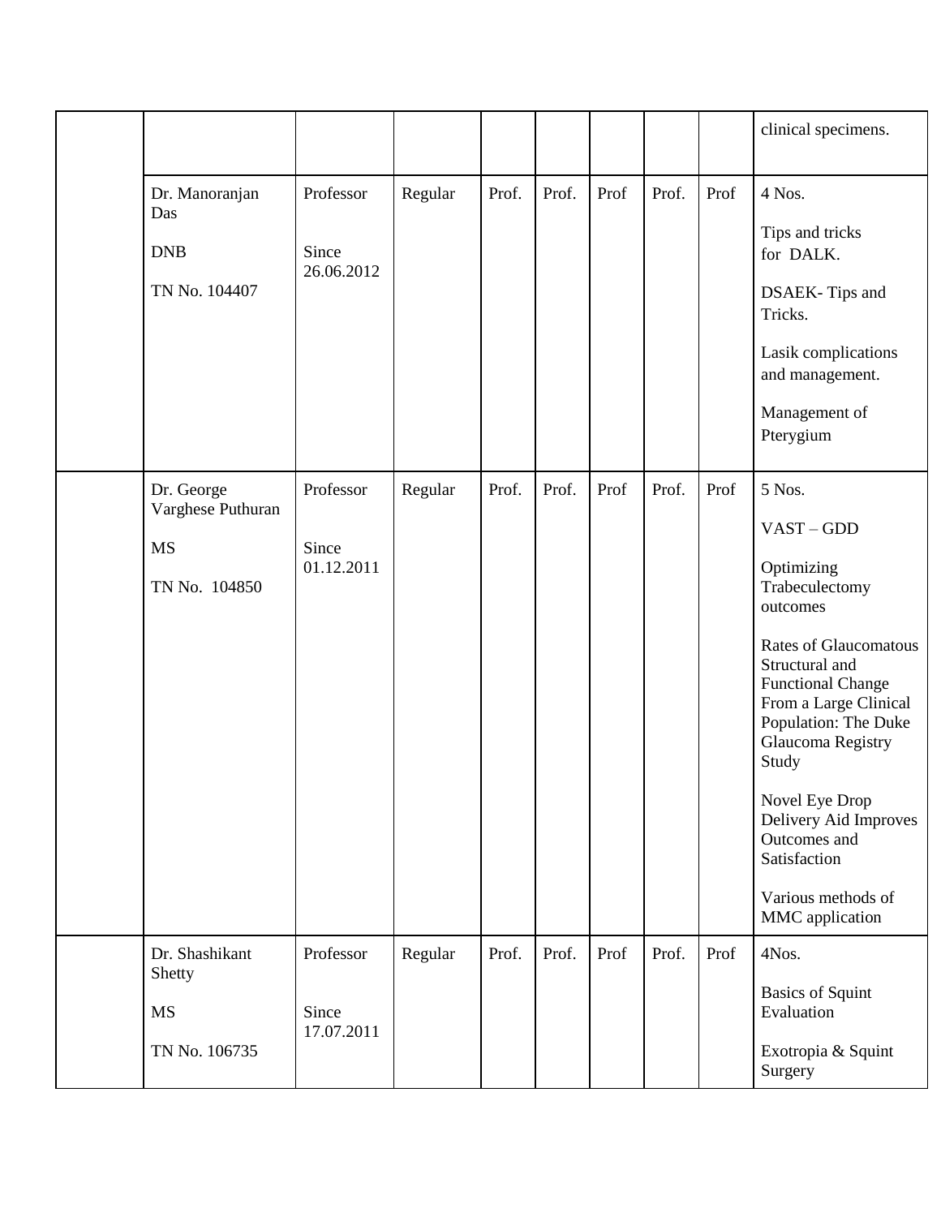| | | | | | | | | | |
|---|---|---|---|---|---|---|---|---|---|
| | | | | | | | | | clinical specimens. |
| | Dr. Manoranjan Das<br><br>DNB<br><br>TN No. 104407 | Professor<br><br>Since 26.06.2012 | Regular | Prof. | Prof. | Prof | Prof. | Prof | 4 Nos.<br><br>Tips and tricks for DALK.<br><br>DSAEK- Tips and Tricks.<br><br>Lasik complications and management.<br><br>Management of Pterygium |
| | Dr. George Varghese Puthuran<br><br>MS<br><br>TN No. 104850 | Professor<br><br>Since 01.12.2011 | Regular | Prof. | Prof. | Prof | Prof. | Prof | 5 Nos.<br><br>VAST – GDD<br><br>Optimizing Trabeculectomy outcomes<br><br>Rates of Glaucomatous Structural and Functional Change From a Large Clinical Population: The Duke Glaucoma Registry Study<br><br>Novel Eye Drop Delivery Aid Improves Outcomes and Satisfaction<br><br>Various methods of MMC application |
| | Dr. Shashikant Shetty<br><br>MS<br><br>TN No. 106735 | Professor<br><br>Since 17.07.2011 | Regular | Prof. | Prof. | Prof | Prof. | Prof | 4Nos.<br><br>Basics of Squint Evaluation<br><br>Exotropia & Squint Surgery |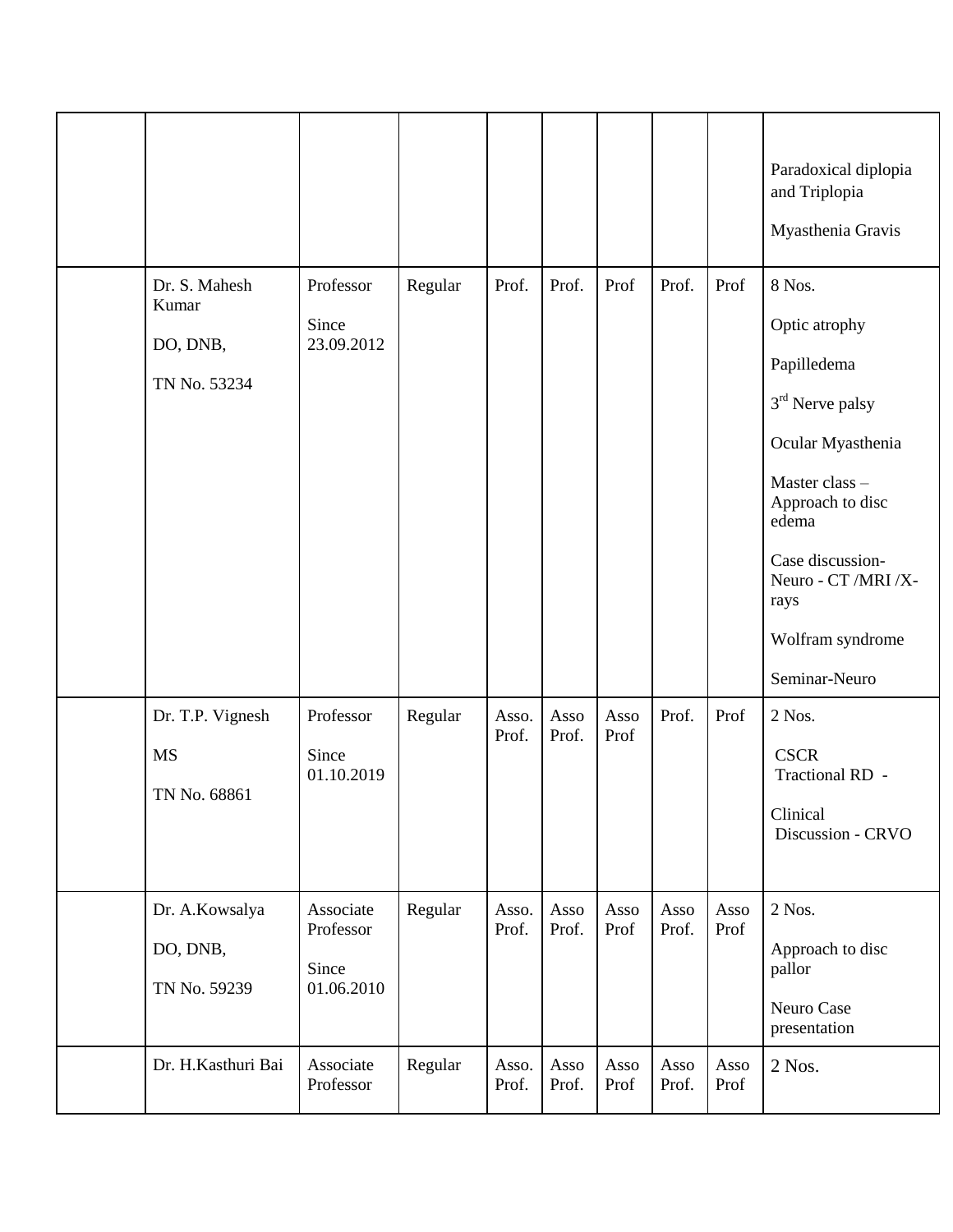| | | | | | | | | | |
|---|---|---|---|---|---|---|---|---|---|
| | | | | | | | | | Paradoxical diplopia and Triplopia<br><br>Myasthenia Gravis |
| | Dr. S. Mahesh Kumar<br><br>DO, DNB,<br><br>TN No. 53234 | Professor<br><br>Since 23.09.2012 | Regular | Prof. | Prof. | Prof | Prof. | Prof | 8 Nos.<br><br>Optic atrophy<br><br>Papilledema<br><br>3rd Nerve palsy<br><br>Ocular Myasthenia<br><br>Master class – Approach to disc edema<br><br>Case discussion- Neuro - CT /MRI /X-rays<br><br>Wolfram syndrome<br><br>Seminar-Neuro |
| | Dr. T.P. Vignesh<br><br>MS<br><br>TN No. 68861 | Professor<br><br>Since 01.10.2019 | Regular | Asso. Prof. | Asso Prof. | Asso Prof | Prof. | Prof | 2 Nos.<br><br>CSCR<br>Tractional RD -<br><br>Clinical Discussion - CRVO |
| | Dr. A.Kowsalya<br><br>DO, DNB,<br><br>TN No. 59239 | Associate Professor<br><br>Since 01.06.2010 | Regular | Asso. Prof. | Asso Prof. | Asso Prof | Asso Prof. | Asso Prof | 2 Nos.<br><br>Approach to disc pallor<br><br>Neuro Case presentation |
| | Dr. H.Kasthuri Bai | Associate Professor | Regular | Asso. Prof. | Asso Prof. | Asso Prof | Asso Prof. | Asso Prof | 2 Nos. |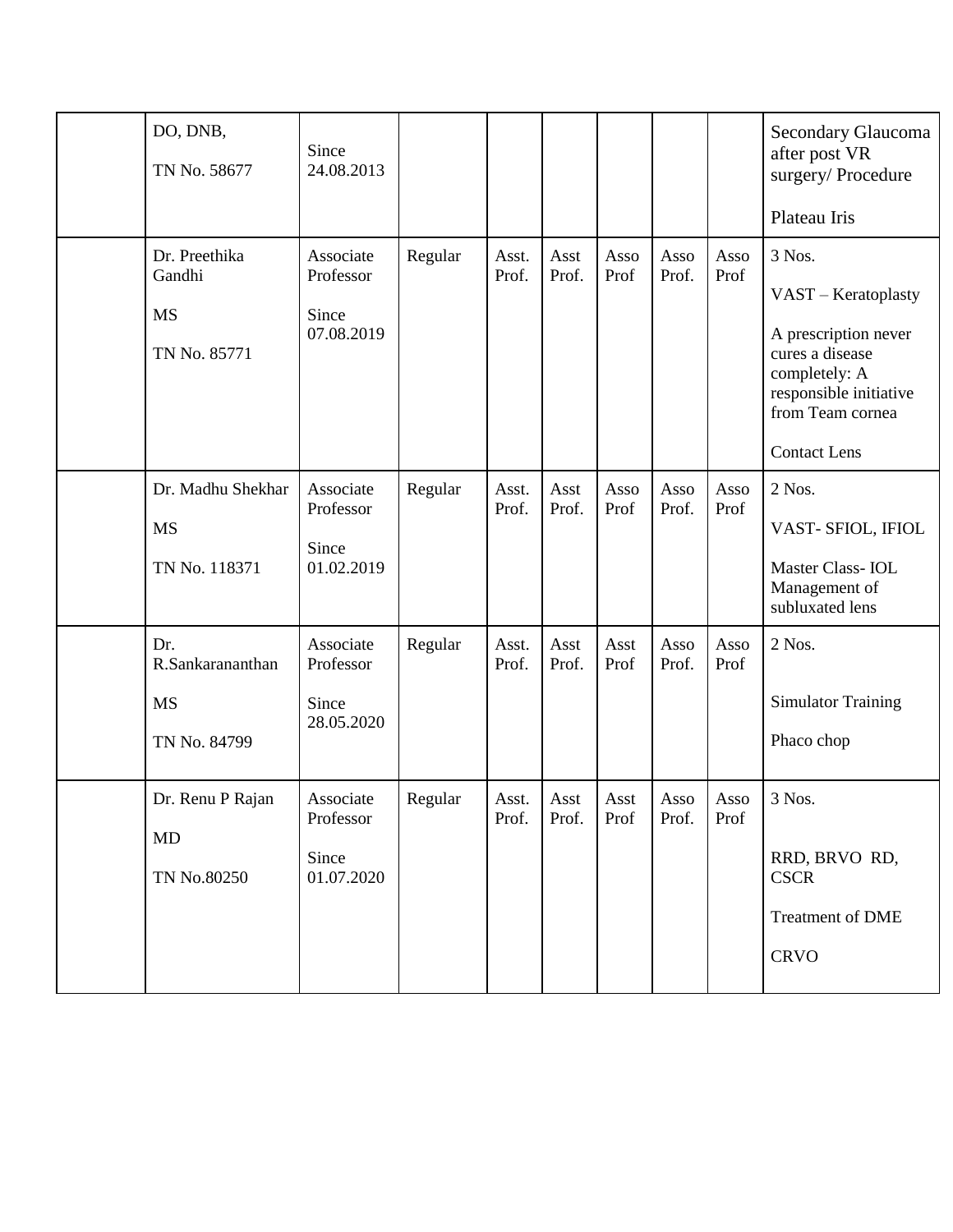| | | | | | | | | | |
|---|---|---|---|---|---|---|---|---|---|
| | DO, DNB,<br><br>TN No. 58677 | Since 24.08.2013 | | | | | | | Secondary Glaucoma after post VR surgery/ Procedure<br><br>Plateau Iris |
| | Dr. Preethika Gandhi<br><br>MS<br><br>TN No. 85771 | Associate Professor<br><br>Since 07.08.2019 | Regular | Asst. Prof. | Asst Prof. | Asso Prof | Asso Prof. | Asso Prof | 3 Nos.<br><br>VAST – Keratoplasty<br><br>A prescription never cures a disease completely: A responsible initiative from Team cornea<br><br>Contact Lens |
| | Dr. Madhu Shekhar<br><br>MS<br><br>TN No. 118371 | Associate Professor<br><br>Since 01.02.2019 | Regular | Asst. Prof. | Asst Prof. | Asso Prof | Asso Prof. | Asso Prof | 2 Nos.<br><br>VAST- SFIOL, IFIOL<br><br>Master Class- IOL Management of subluxated lens |
| | Dr. R.Sankarananthan<br><br>MS<br><br>TN No. 84799 | Associate Professor<br><br>Since 28.05.2020 | Regular | Asst. Prof. | Asst Prof. | Asst Prof | Asso Prof. | Asso Prof | 2 Nos.<br><br>Simulator Training<br><br>Phaco chop |
| | Dr. Renu P Rajan<br><br>MD<br><br>TN No.80250 | Associate Professor<br><br>Since 01.07.2020 | Regular | Asst. Prof. | Asst Prof. | Asst Prof | Asso Prof. | Asso Prof | 3 Nos.<br><br>RRD, BRVO RD, CSCR<br><br>Treatment of DME<br><br>CRVO |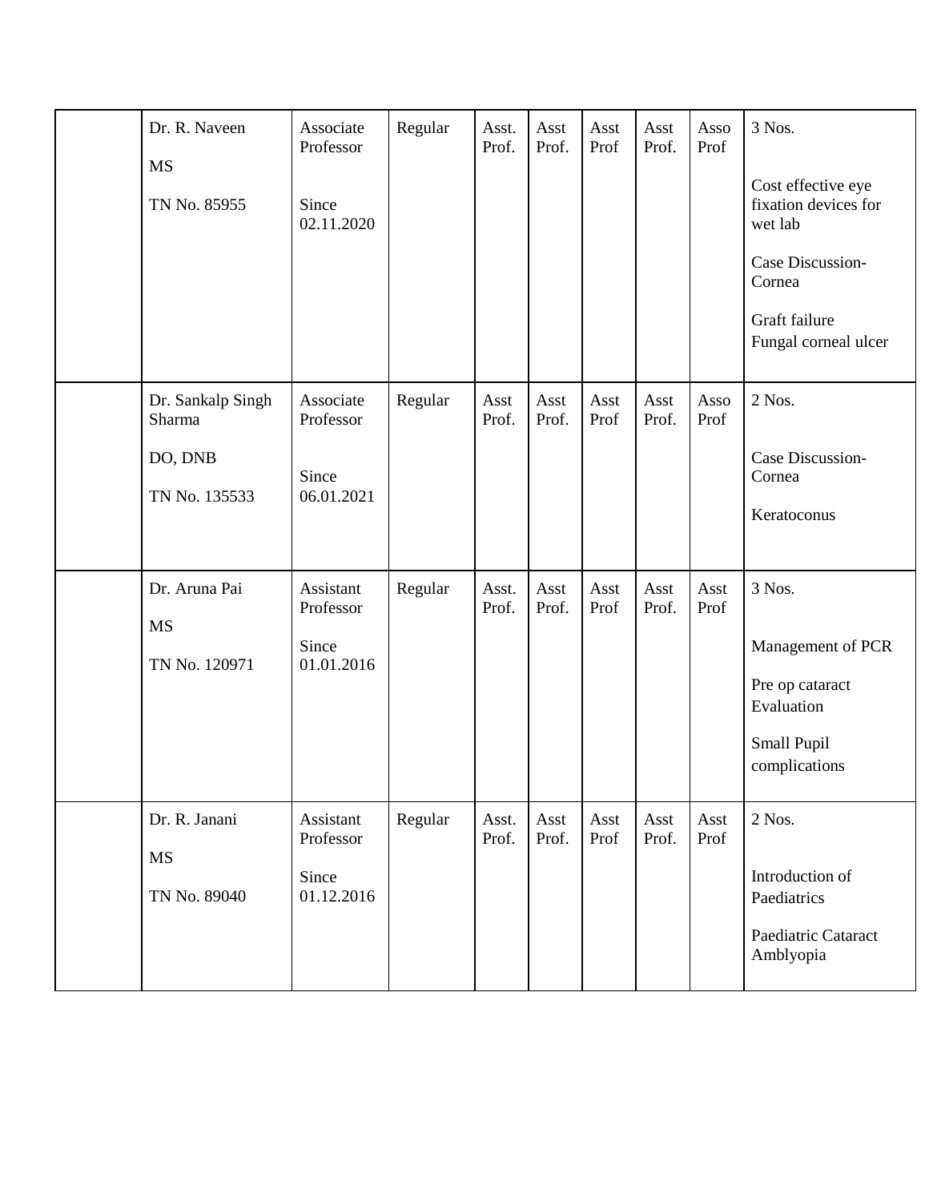| | | | | | | | | | |
|---|---|---|---|---|---|---|---|---|---|
| | Dr. R. Naveen<br>MS<br>TN No. 85955 | Associate Professor<br>Since 02.11.2020 | Regular | Asst. Prof. | Asst Prof. | Asst Prof | Asst Prof. | Asso Prof | 3 Nos.<br>Cost effective eye fixation devices for wet lab<br>Case Discussion- Cornea<br>Graft failure<br>Fungal corneal ulcer |
| | Dr. Sankalp Singh Sharma<br>DO, DNB<br>TN No. 135533 | Associate Professor<br>Since 06.01.2021 | Regular | Asst Prof. | Asst Prof. | Asst Prof | Asst Prof. | Asso Prof | 2 Nos.<br>Case Discussion- Cornea<br>Keratoconus |
| | Dr. Aruna Pai<br>MS<br>TN No. 120971 | Assistant Professor<br>Since 01.01.2016 | Regular | Asst. Prof. | Asst Prof. | Asst Prof | Asst Prof. | Asst Prof | 3 Nos.<br>Management of PCR<br>Pre op cataract Evaluation<br>Small Pupil complications |
| | Dr. R. Janani<br>MS<br>TN No. 89040 | Assistant Professor<br>Since 01.12.2016 | Regular | Asst. Prof. | Asst Prof. | Asst Prof | Asst Prof. | Asst Prof | 2 Nos.<br>Introduction of Paediatrics<br>Paediatric Cataract Amblyopia |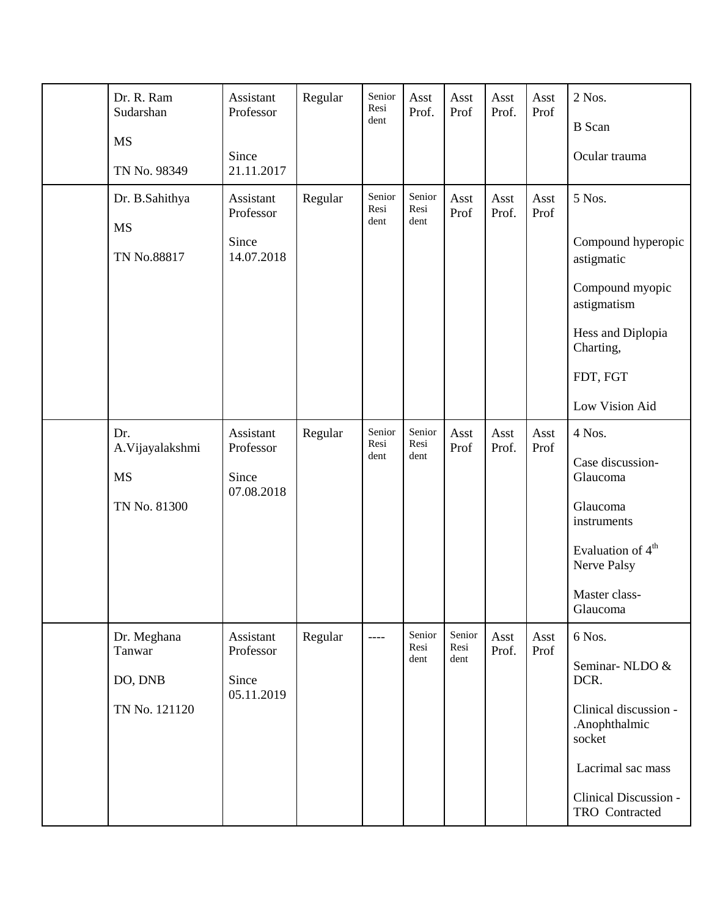| | | | | | | | | | |
|---|---|---|---|---|---|---|---|---|---|
| | Dr. R. Ram Sudarshan<br><br>MS<br><br>TN No. 98349 | Assistant Professor<br><br>Since 21.11.2017 | Regular | Senior Resident | Asst Prof. | Asst Prof | Asst Prof. | Asst Prof | 2 Nos.<br><br>B Scan<br><br>Ocular trauma |
| | Dr. B.Sahithya<br><br>MS<br><br>TN No.88817 | Assistant Professor<br><br>Since 14.07.2018 | Regular | Senior Resident | Senior Resident | Asst Prof | Asst Prof. | Asst Prof | 5 Nos.<br><br>Compound hyperopic astigmatic<br><br>Compound myopic astigmatism<br><br>Hess and Diplopia Charting,<br><br>FDT, FGT<br><br>Low Vision Aid |
| | Dr. A.Vijayalakshmi<br><br>MS<br><br>TN No. 81300 | Assistant Professor<br><br>Since 07.08.2018 | Regular | Senior Resident | Senior Resident | Asst Prof | Asst Prof. | Asst Prof | 4 Nos.<br><br>Case discussion- Glaucoma<br><br>Glaucoma instruments<br><br>Evaluation of 4th Nerve Palsy<br><br>Master class- Glaucoma |
| | Dr. Meghana Tanwar<br><br>DO, DNB<br><br>TN No. 121120 | Assistant Professor<br><br>Since 05.11.2019 | Regular | ---- | Senior Resident | Senior Resident | Asst Prof. | Asst Prof | 6 Nos.<br><br>Seminar- NLDO & DCR.<br><br>Clinical discussion - .Anophthalmic socket<br><br>Lacrimal sac mass<br><br>Clinical Discussion - TRO Contracted |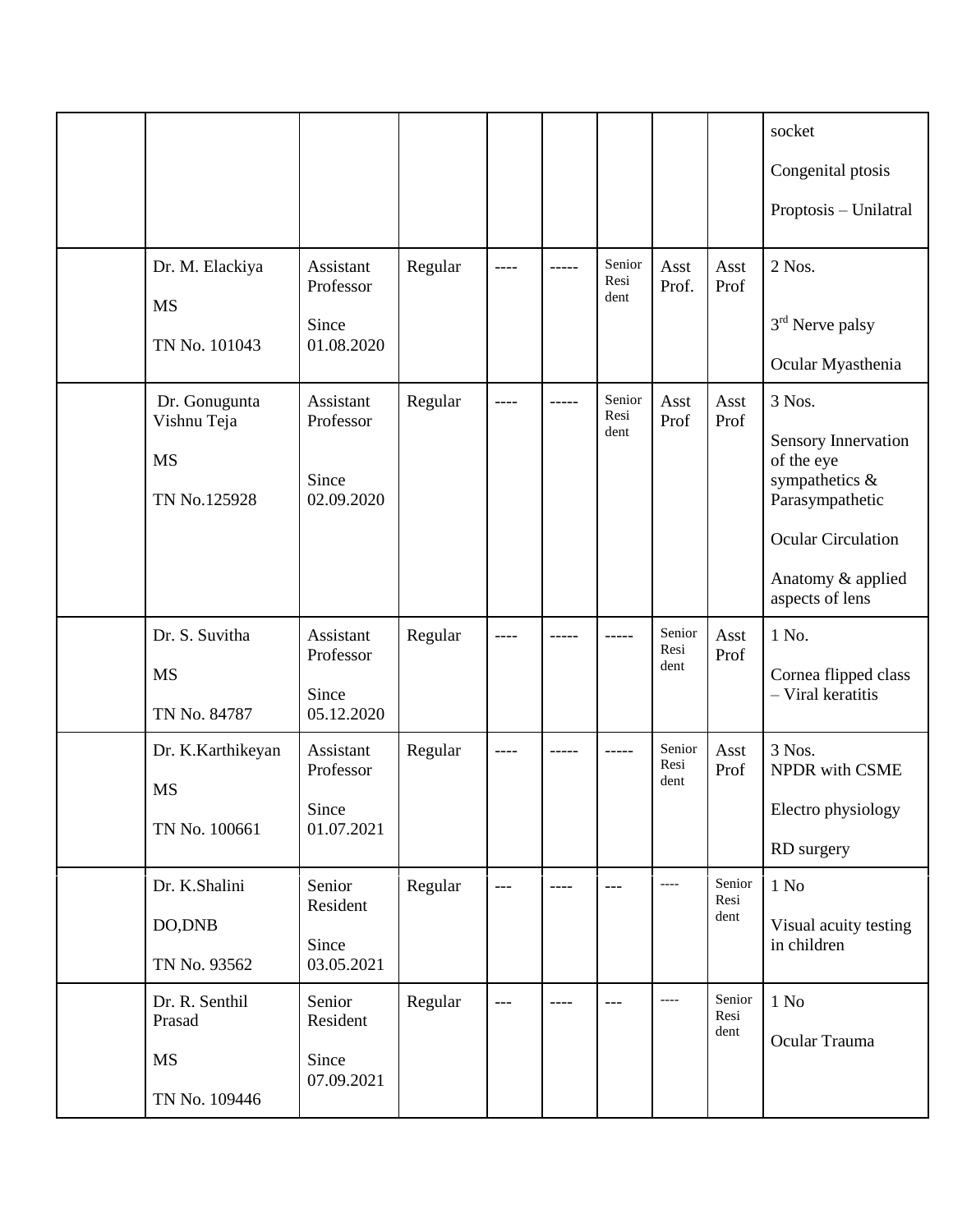| | | | | | | | | | |
|---|---|---|---|---|---|---|---|---|---|
| | | | | | | | | | socket<br><br>Congenital ptosis<br><br>Proptosis – Unilatral |
| | Dr. M. Elackiya<br><br>MS<br><br>TN No. 101043 | Assistant Professor<br><br>Since 01.08.2020 | Regular | ---- | ----- | Senior Resi dent | Asst Prof. | Asst Prof | 2 Nos.<br><br>3rd Nerve palsy<br><br>Ocular Myasthenia |
| | Dr. Gonugunta Vishnu Teja<br><br>MS<br><br>TN No.125928 | Assistant Professor<br><br>Since 02.09.2020 | Regular | ---- | ----- | Senior Resi dent | Asst Prof | Asst Prof | 3 Nos.<br><br>Sensory Innervation of the eye sympathetics & Parasympathetic<br><br>Ocular Circulation<br><br>Anatomy & applied aspects of lens |
| | Dr. S. Suvitha<br><br>MS<br><br>TN No. 84787 | Assistant Professor<br><br>Since 05.12.2020 | Regular | ---- | ----- | ----- | Senior Resi dent | Asst Prof | 1 No.<br><br>Cornea flipped class – Viral keratitis |
| | Dr. K.Karthikeyan<br><br>MS<br><br>TN No. 100661 | Assistant Professor<br><br>Since 01.07.2021 | Regular | ---- | ----- | ----- | Senior Resi dent | Asst Prof | 3 Nos.<br>NPDR with CSME<br><br>Electro physiology<br><br>RD surgery |
| | Dr. K.Shalini<br><br>DO,DNB<br><br>TN No. 93562 | Senior Resident<br><br>Since 03.05.2021 | Regular | --- | ---- | --- | ---- | Senior Resi dent | 1 No<br><br>Visual acuity testing in children |
| | Dr. R. Senthil Prasad<br><br>MS<br><br>TN No. 109446 | Senior Resident<br><br>Since 07.09.2021 | Regular | --- | ---- | --- | ---- | Senior Resi dent | 1 No<br><br>Ocular Trauma |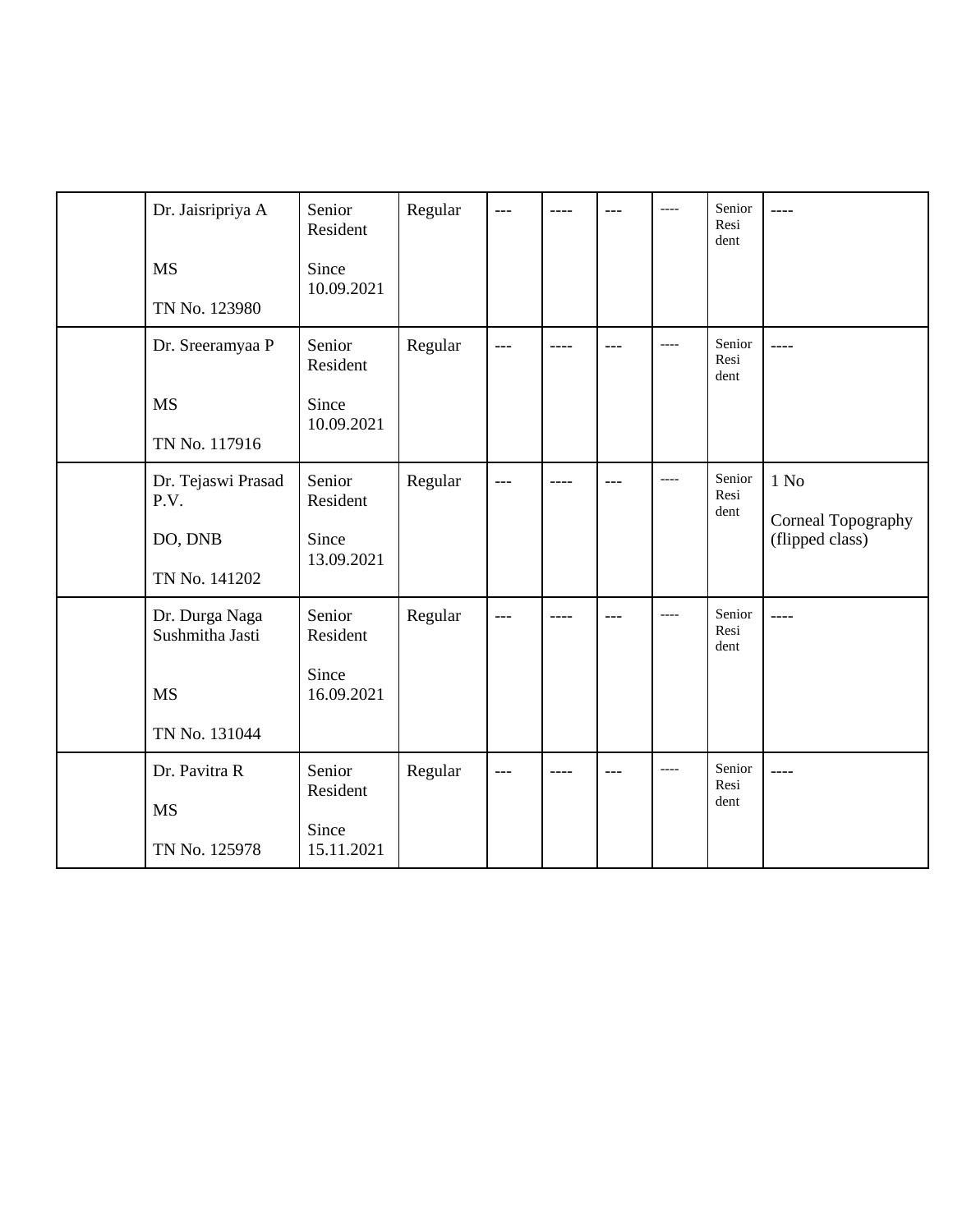| | | | | | | | | | |
|---|---|---|---|---|---|---|---|---|---|
| | Dr. Jaisripriya A<br><br>MS<br><br>TN No. 123980 | Senior Resident<br><br>Since 10.09.2021 | Regular | --- | ---- | --- | ---- | Senior Resi dent | ---- |
| | Dr. Sreeramyaa P<br><br>MS<br><br>TN No. 117916 | Senior Resident<br><br>Since 10.09.2021 | Regular | --- | ---- | --- | ---- | Senior Resi dent | ---- |
| | Dr. Tejaswi Prasad P.V.<br><br>DO, DNB<br><br>TN No. 141202 | Senior Resident<br><br>Since 13.09.2021 | Regular | --- | ---- | --- | ---- | Senior Resi dent | 1 No<br><br>Corneal Topography (flipped class) |
| | Dr. Durga Naga Sushmitha Jasti<br><br>MS<br><br>TN No. 131044 | Senior Resident<br><br>Since 16.09.2021 | Regular | --- | ---- | --- | ---- | Senior Resi dent | ---- |
| | Dr. Pavitra R<br><br>MS<br><br>TN No. 125978 | Senior Resident<br><br>Since 15.11.2021 | Regular | --- | ---- | --- | ---- | Senior Resi dent | ---- |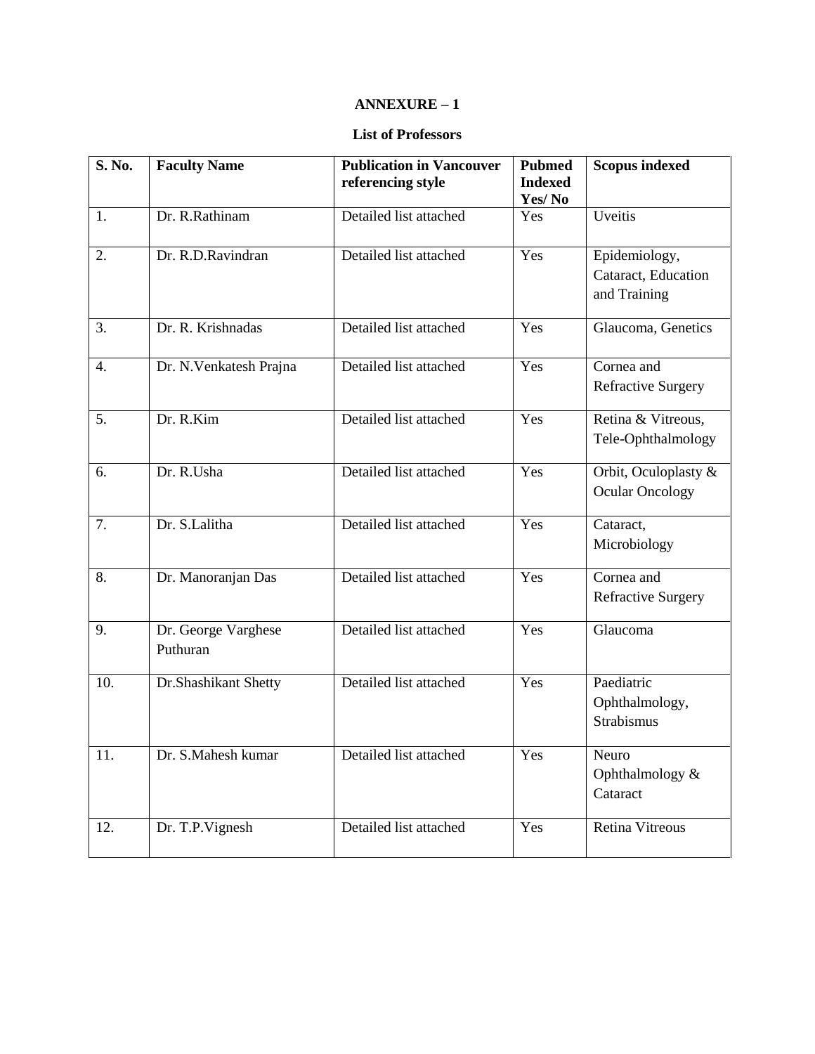## ANNEXURE – 1

### List of Professors

| S. No. | Faculty Name | Publication in Vancouver referencing style | Pubmed Indexed Yes/ No | Scopus indexed |
|---|---|---|---|---|
| 1. | Dr. R.Rathinam | Detailed list attached | Yes | Uveitis |
| 2. | Dr. R.D.Ravindran | Detailed list attached | Yes | Epidemiology, Cataract, Education and Training |
| 3. | Dr. R. Krishnadas | Detailed list attached | Yes | Glaucoma, Genetics |
| 4. | Dr. N.Venkatesh Prajna | Detailed list attached | Yes | Cornea and Refractive Surgery |
| 5. | Dr. R.Kim | Detailed list attached | Yes | Retina & Vitreous, Tele-Ophthalmology |
| 6. | Dr. R.Usha | Detailed list attached | Yes | Orbit, Oculoplasty & Ocular Oncology |
| 7. | Dr. S.Lalitha | Detailed list attached | Yes | Cataract, Microbiology |
| 8. | Dr. Manoranjan Das | Detailed list attached | Yes | Cornea and Refractive Surgery |
| 9. | Dr. George Varghese Puthuran | Detailed list attached | Yes | Glaucoma |
| 10. | Dr.Shashikant Shetty | Detailed list attached | Yes | Paediatric Ophthalmology, Strabismus |
| 11. | Dr. S.Mahesh kumar | Detailed list attached | Yes | Neuro Ophthalmology & Cataract |
| 12. | Dr. T.P.Vignesh | Detailed list attached | Yes | Retina Vitreous |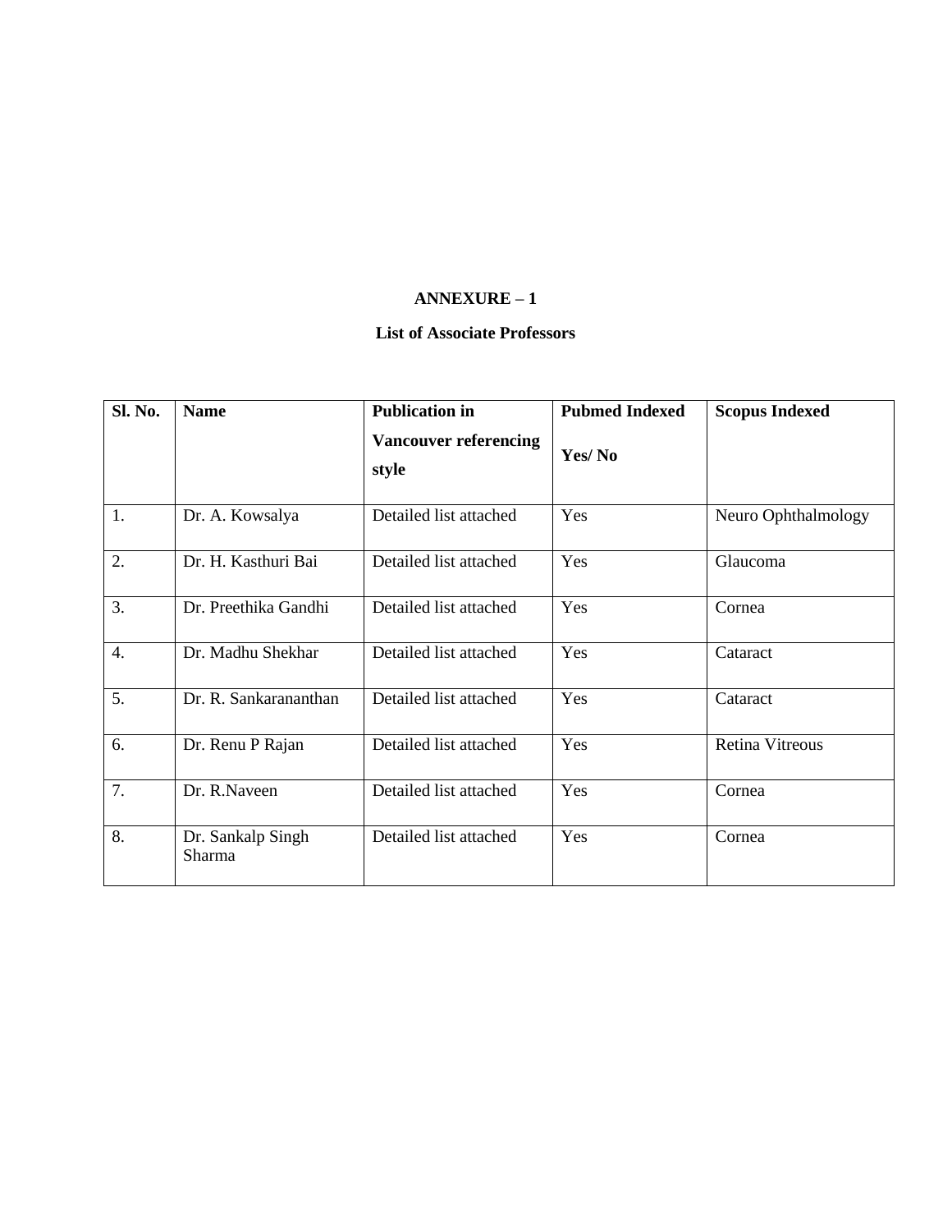**ANNEXURE – 1**

**List of Associate Professors**

| Sl. No. | Name | Publication in Vancouver referencing style | Pubmed Indexed Yes/ No | Scopus Indexed |
|---|---|---|---|---|
| 1. | Dr. A. Kowsalya | Detailed list attached | Yes | Neuro Ophthalmology |
| 2. | Dr. H. Kasthuri Bai | Detailed list attached | Yes | Glaucoma |
| 3. | Dr. Preethika Gandhi | Detailed list attached | Yes | Cornea |
| 4. | Dr. Madhu Shekhar | Detailed list attached | Yes | Cataract |
| 5. | Dr. R. Sankarananthan | Detailed list attached | Yes | Cataract |
| 6. | Dr. Renu P Rajan | Detailed list attached | Yes | Retina Vitreous |
| 7. | Dr. R.Naveen | Detailed list attached | Yes | Cornea |
| 8. | Dr. Sankalp Singh Sharma | Detailed list attached | Yes | Cornea |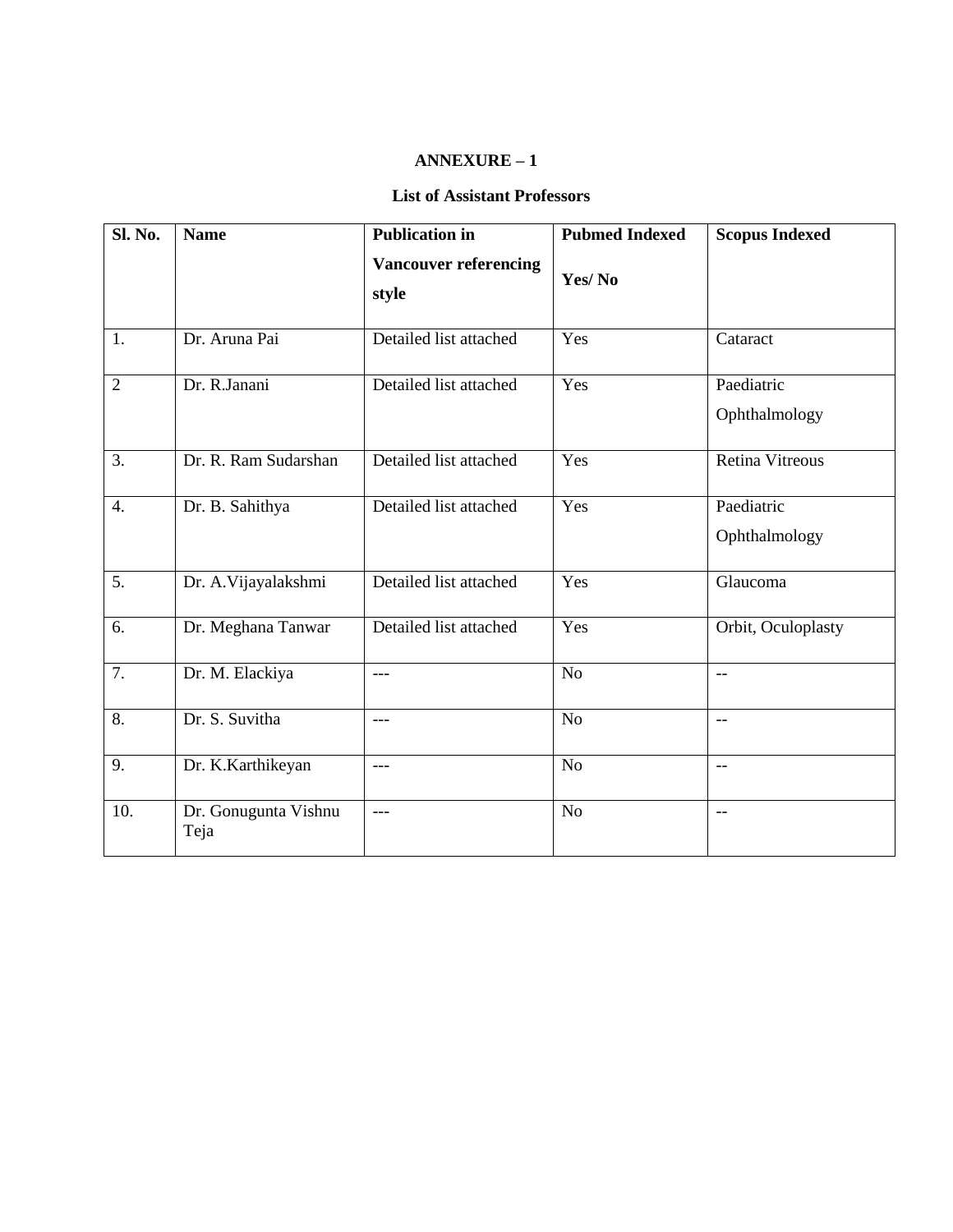**ANNEXURE – 1**

**List of Assistant Professors**

| Sl. No. | Name | Publication in Vancouver referencing style | Pubmed Indexed Yes/ No | Scopus Indexed |
|---|---|---|---|---|
| 1. | Dr. Aruna Pai | Detailed list attached | Yes | Cataract |
| 2 | Dr. R.Janani | Detailed list attached | Yes | Paediatric Ophthalmology |
| 3. | Dr. R. Ram Sudarshan | Detailed list attached | Yes | Retina Vitreous |
| 4. | Dr. B. Sahithya | Detailed list attached | Yes | Paediatric Ophthalmology |
| 5. | Dr. A.Vijayalakshmi | Detailed list attached | Yes | Glaucoma |
| 6. | Dr. Meghana Tanwar | Detailed list attached | Yes | Orbit, Oculoplasty |
| 7. | Dr. M. Elackiya | --- | No | -- |
| 8. | Dr. S. Suvitha | --- | No | -- |
| 9. | Dr. K.Karthikeyan | --- | No | -- |
| 10. | Dr. Gonugunta Vishnu Teja | --- | No | -- |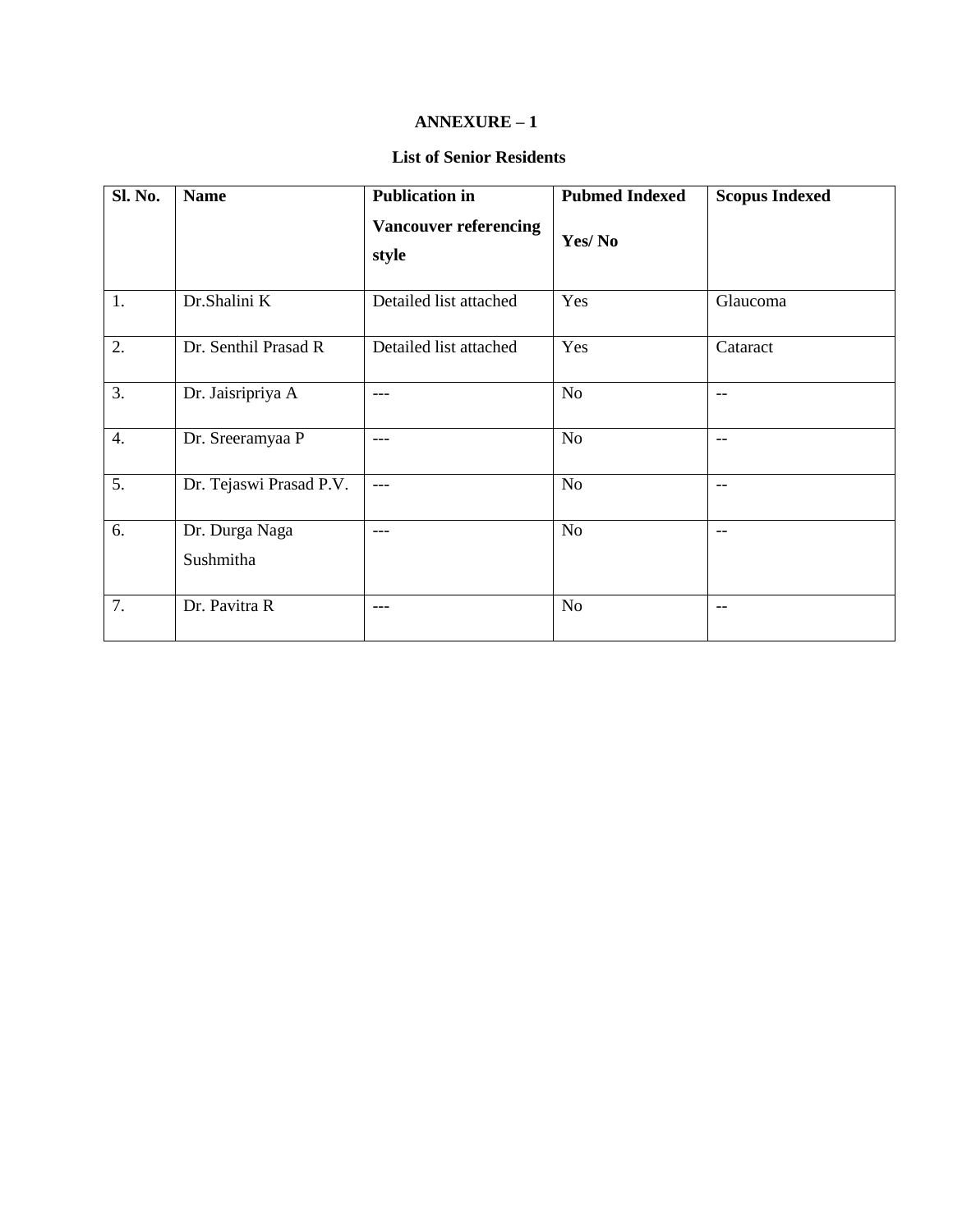**ANNEXURE – 1**

**List of Senior Residents**

| Sl. No. | Name | Publication in Vancouver referencing style | Pubmed Indexed Yes/ No | Scopus Indexed |
|---|---|---|---|---|
| 1. | Dr.Shalini K | Detailed list attached | Yes | Glaucoma |
| 2. | Dr. Senthil Prasad R | Detailed list attached | Yes | Cataract |
| 3. | Dr. Jaisripriya A | --- | No | -- |
| 4. | Dr. Sreeramyaa P | --- | No | -- |
| 5. | Dr. Tejaswi Prasad P.V. | --- | No | -- |
| 6. | Dr. Durga Naga Sushmitha | --- | No | -- |
| 7. | Dr. Pavitra R | --- | No | -- |